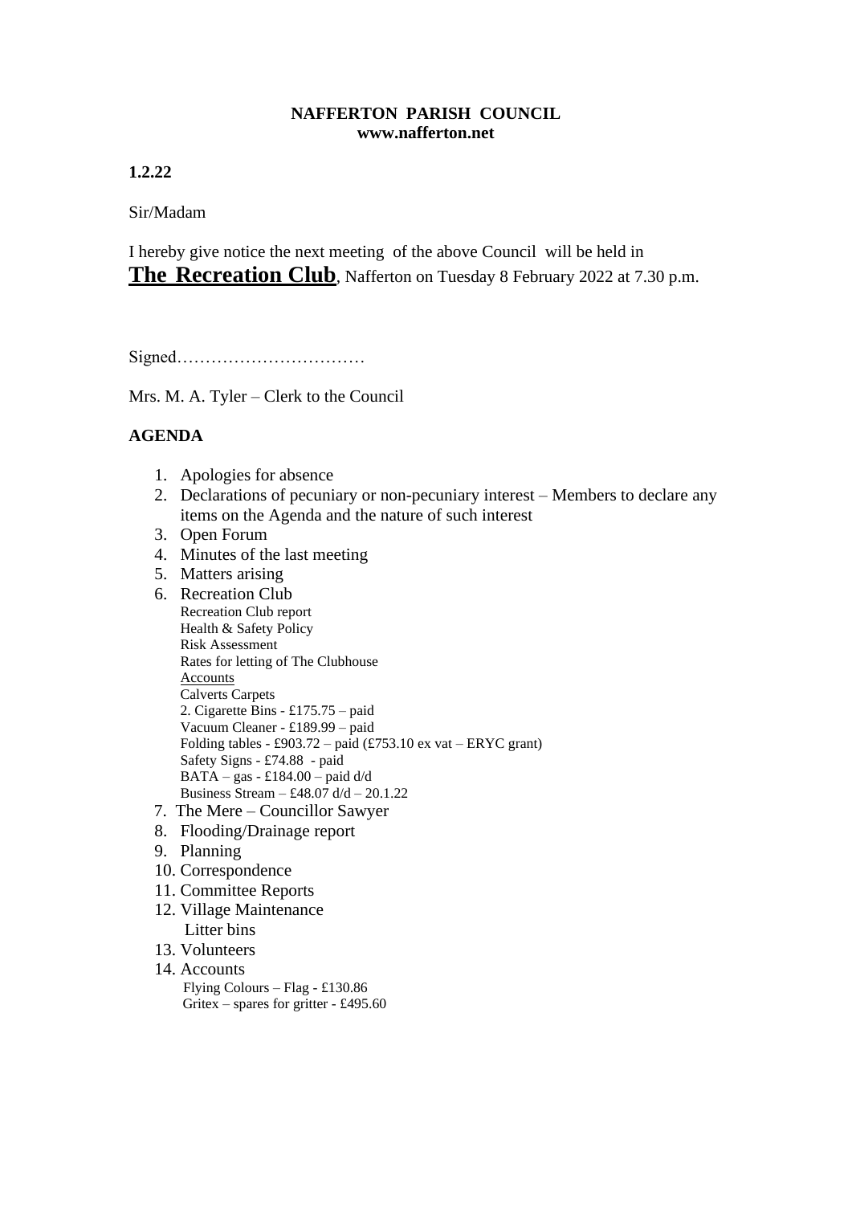**NAFFERTON PARISH COUNCIL**
**www.nafferton.net**

**1.2.22**

Sir/Madam

I hereby give notice the next meeting of the above Council will be held in **The Recreation Club**, Nafferton on Tuesday 8 February 2022 at 7.30 p.m.

Signed……………………………

Mrs. M. A. Tyler – Clerk to the Council

**AGENDA**

1. Apologies for absence
2. Declarations of pecuniary or non-pecuniary interest – Members to declare any items on the Agenda and the nature of such interest
3. Open Forum
4. Minutes of the last meeting
5. Matters arising
6. Recreation Club
   Recreation Club report
   Health & Safety Policy
   Risk Assessment
   Rates for letting of The Clubhouse
   Accounts
   Calverts Carpets
   2. Cigarette Bins - £175.75 – paid
   Vacuum Cleaner - £189.99 – paid
   Folding tables - £903.72 – paid (£753.10 ex vat – ERYC grant)
   Safety Signs - £74.88 - paid
   BATA – gas - £184.00 – paid d/d
   Business Stream – £48.07 d/d – 20.1.22
7. The Mere – Councillor Sawyer
8. Flooding/Drainage report
9. Planning
10. Correspondence
11. Committee Reports
12. Village Maintenance
    Litter bins
13. Volunteers
14. Accounts
    Flying Colours – Flag - £130.86
    Gritex – spares for gritter - £495.60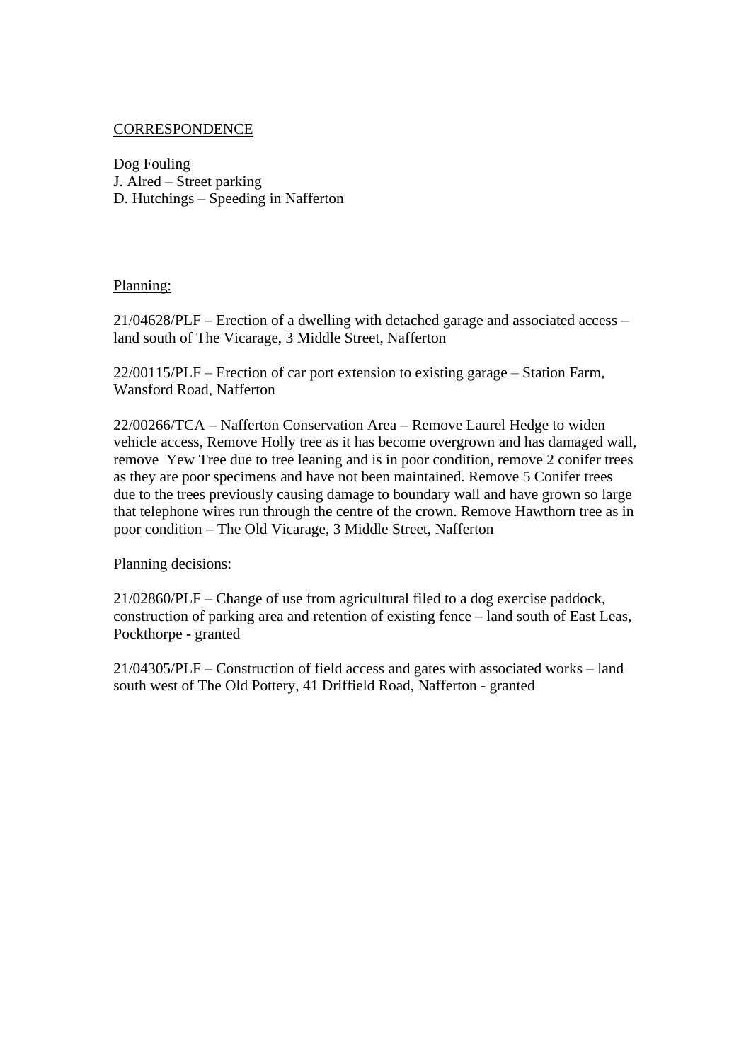CORRESPONDENCE

Dog Fouling
J. Alred – Street parking
D. Hutchings – Speeding in Nafferton

Planning:

21/04628/PLF – Erection of a dwelling with detached garage and associated access – land south of The Vicarage, 3 Middle Street, Nafferton

22/00115/PLF – Erection of car port extension to existing garage – Station Farm, Wansford Road, Nafferton

22/00266/TCA – Nafferton Conservation Area – Remove Laurel Hedge to widen vehicle access, Remove Holly tree as it has become overgrown and has damaged wall, remove Yew Tree due to tree leaning and is in poor condition, remove 2 conifer trees as they are poor specimens and have not been maintained. Remove 5 Conifer trees due to the trees previously causing damage to boundary wall and have grown so large that telephone wires run through the centre of the crown. Remove Hawthorn tree as in poor condition – The Old Vicarage, 3 Middle Street, Nafferton

Planning decisions:

21/02860/PLF – Change of use from agricultural filed to a dog exercise paddock, construction of parking area and retention of existing fence – land south of East Leas, Pockthorpe - granted

21/04305/PLF – Construction of field access and gates with associated works – land south west of The Old Pottery, 41 Driffield Road, Nafferton - granted